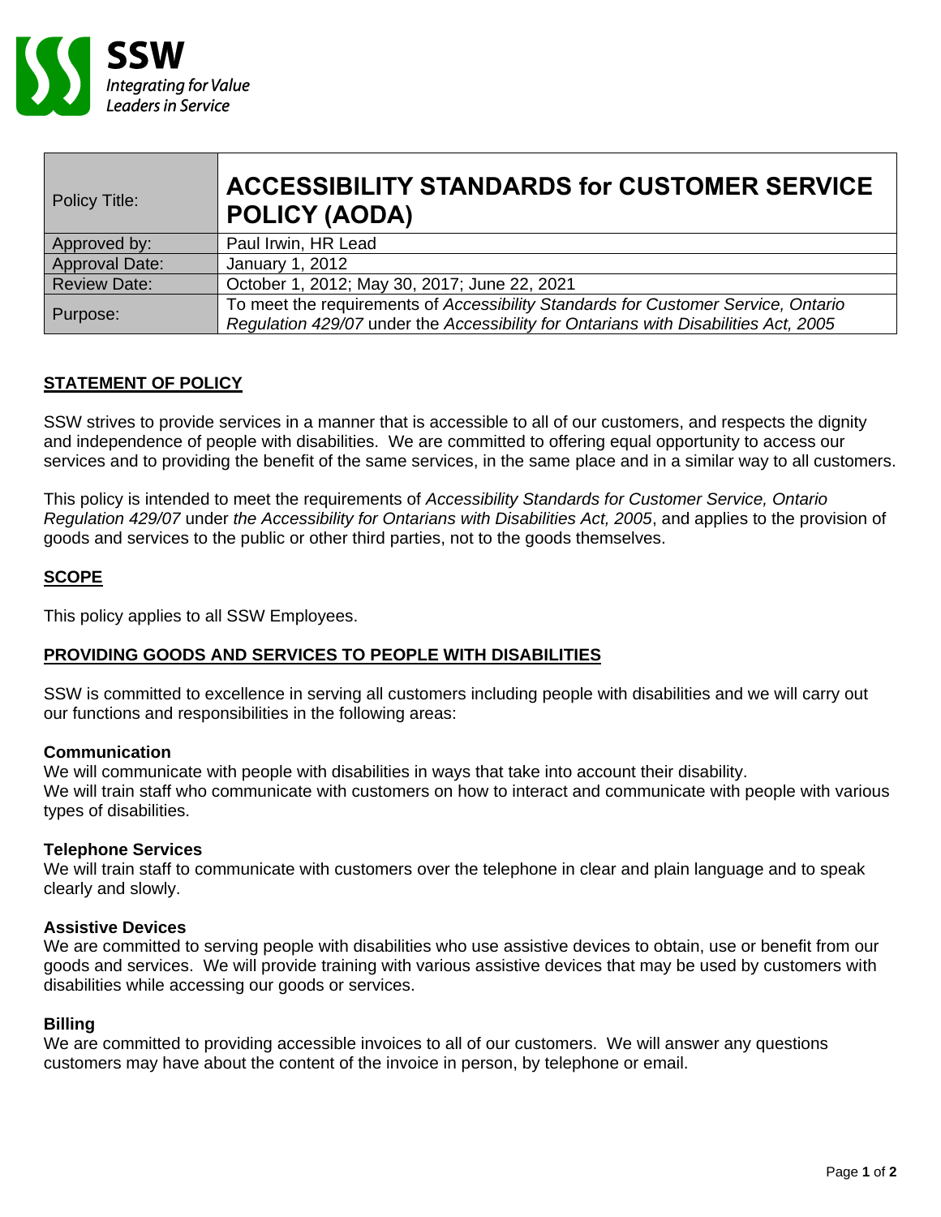SSW
*Integrating for Value*
*Leaders in Service*

| Policy Title: | **ACCESSIBILITY STANDARDS for CUSTOMER SERVICE POLICY (AODA)** |
|---|---|
| Approved by: | Paul Irwin, HR Lead |
| Approval Date: | January 1, 2012 |
| Review Date: | October 1, 2012; May 30, 2017; June 22, 2021 |
| Purpose: | To meet the requirements of *Accessibility Standards for Customer Service, Ontario Regulation 429/07* under the *Accessibility for Ontarians with Disabilities Act, 2005* |

## STATEMENT OF POLICY

SSW strives to provide services in a manner that is accessible to all of our customers, and respects the dignity and independence of people with disabilities. We are committed to offering equal opportunity to access our services and to providing the benefit of the same services, in the same place and in a similar way to all customers.

This policy is intended to meet the requirements of *Accessibility Standards for Customer Service, Ontario Regulation 429/07* under *the Accessibility for Ontarians with Disabilities Act, 2005*, and applies to the provision of goods and services to the public or other third parties, not to the goods themselves.

## SCOPE

This policy applies to all SSW Employees.

## PROVIDING GOODS AND SERVICES TO PEOPLE WITH DISABILITIES

SSW is committed to excellence in serving all customers including people with disabilities and we will carry out our functions and responsibilities in the following areas:

### Communication

We will communicate with people with disabilities in ways that take into account their disability.
We will train staff who communicate with customers on how to interact and communicate with people with various types of disabilities.

### Telephone Services

We will train staff to communicate with customers over the telephone in clear and plain language and to speak clearly and slowly.

### Assistive Devices

We are committed to serving people with disabilities who use assistive devices to obtain, use or benefit from our goods and services. We will provide training with various assistive devices that may be used by customers with disabilities while accessing our goods or services.

### Billing

We are committed to providing accessible invoices to all of our customers. We will answer any questions customers may have about the content of the invoice in person, by telephone or email.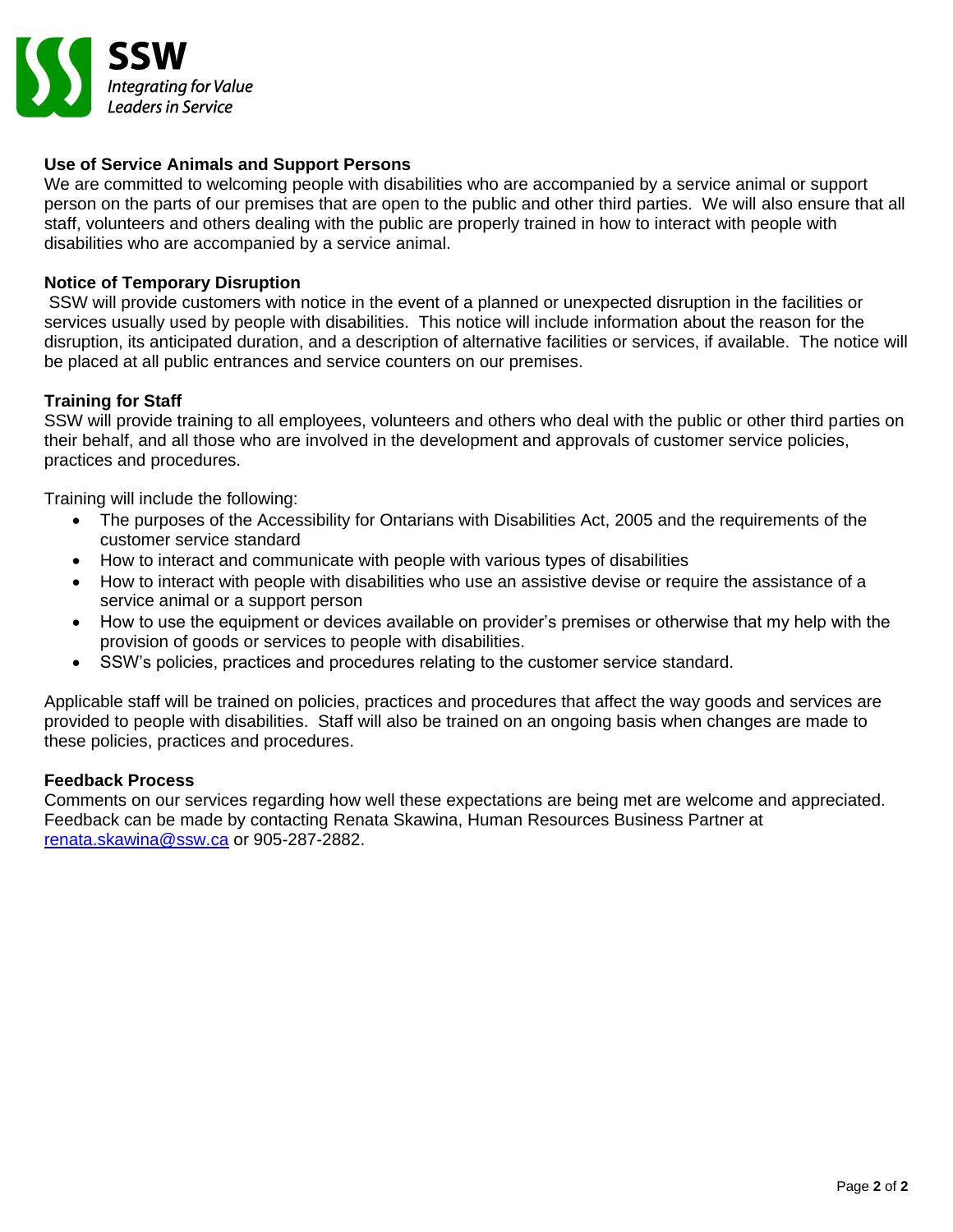SSW
*Integrating for Value*
*Leaders in Service*

**Use of Service Animals and Support Persons**

We are committed to welcoming people with disabilities who are accompanied by a service animal or support person on the parts of our premises that are open to the public and other third parties. We will also ensure that all staff, volunteers and others dealing with the public are properly trained in how to interact with people with disabilities who are accompanied by a service animal.

**Notice of Temporary Disruption**

SSW will provide customers with notice in the event of a planned or unexpected disruption in the facilities or services usually used by people with disabilities. This notice will include information about the reason for the disruption, its anticipated duration, and a description of alternative facilities or services, if available. The notice will be placed at all public entrances and service counters on our premises.

**Training for Staff**

SSW will provide training to all employees, volunteers and others who deal with the public or other third parties on their behalf, and all those who are involved in the development and approvals of customer service policies, practices and procedures.

Training will include the following:

- The purposes of the Accessibility for Ontarians with Disabilities Act, 2005 and the requirements of the customer service standard
- How to interact and communicate with people with various types of disabilities
- How to interact with people with disabilities who use an assistive devise or require the assistance of a service animal or a support person
- How to use the equipment or devices available on provider's premises or otherwise that my help with the provision of goods or services to people with disabilities.
- SSW's policies, practices and procedures relating to the customer service standard.

Applicable staff will be trained on policies, practices and procedures that affect the way goods and services are provided to people with disabilities. Staff will also be trained on an ongoing basis when changes are made to these policies, practices and procedures.

**Feedback Process**

Comments on our services regarding how well these expectations are being met are welcome and appreciated. Feedback can be made by contacting Renata Skawina, Human Resources Business Partner at [renata.skawina@ssw.ca](mailto:renata.skawina@ssw.ca) or 905-287-2882.